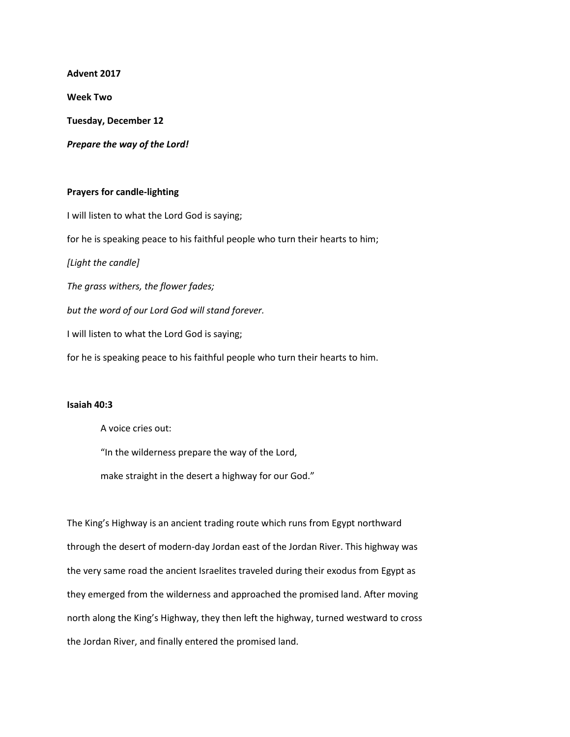**Advent 2017**

**Week Two**

**Tuesday, December 12**

***Prepare the way of the Lord!***

**Prayers for candle-lighting**

I will listen to what the Lord God is saying;

for he is speaking peace to his faithful people who turn their hearts to him;

*[Light the candle]*

*The grass withers, the flower fades;*

*but the word of our Lord God will stand forever.*

I will listen to what the Lord God is saying;

for he is speaking peace to his faithful people who turn their hearts to him.

**Isaiah 40:3**

> A voice cries out:
>
> "In the wilderness prepare the way of the Lord,
>
> make straight in the desert a highway for our God."

The King's Highway is an ancient trading route which runs from Egypt northward through the desert of modern-day Jordan east of the Jordan River. This highway was the very same road the ancient Israelites traveled during their exodus from Egypt as they emerged from the wilderness and approached the promised land. After moving north along the King's Highway, they then left the highway, turned westward to cross the Jordan River, and finally entered the promised land.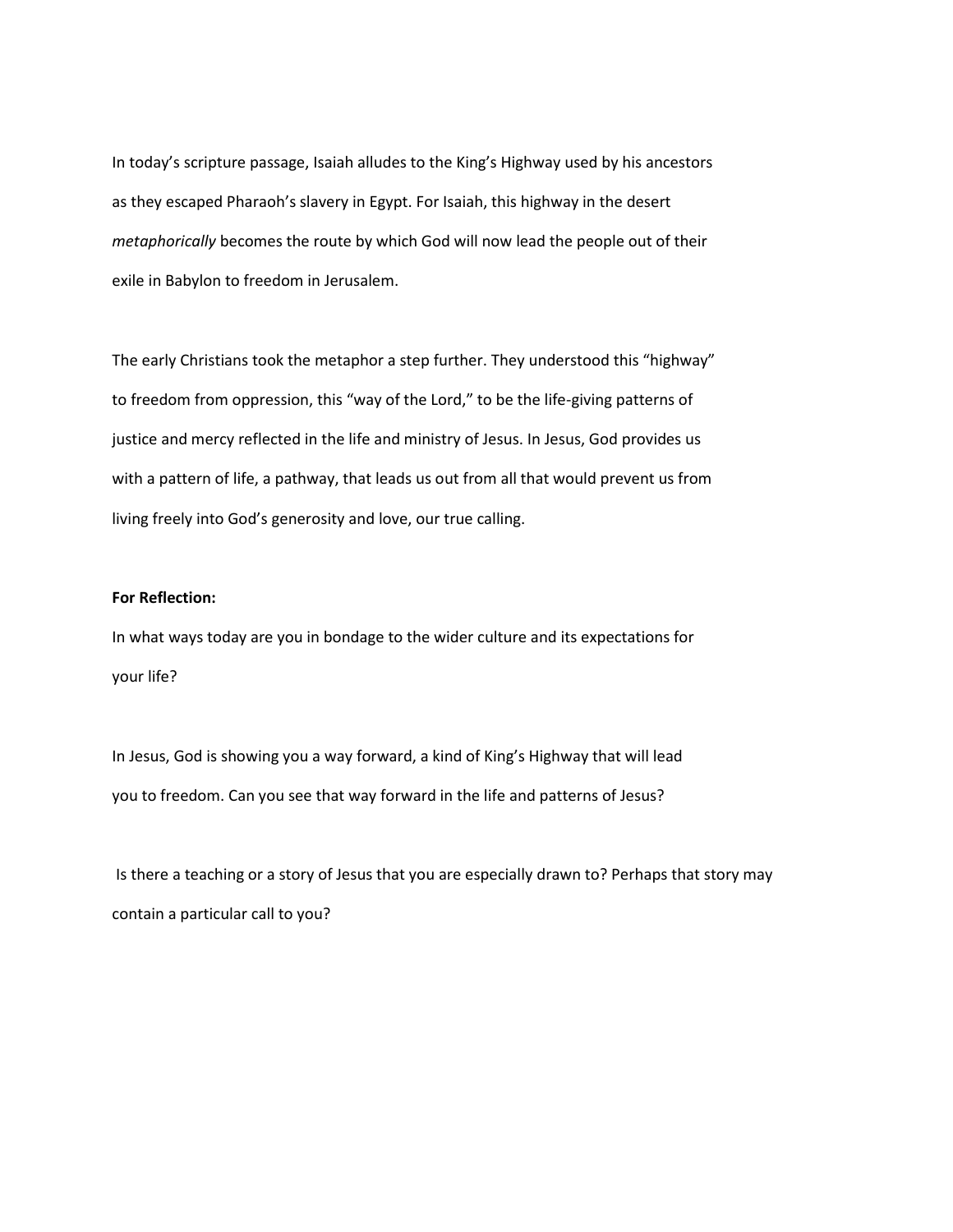In today's scripture passage, Isaiah alludes to the King's Highway used by his ancestors as they escaped Pharaoh's slavery in Egypt. For Isaiah, this highway in the desert *metaphorically* becomes the route by which God will now lead the people out of their exile in Babylon to freedom in Jerusalem.

The early Christians took the metaphor a step further. They understood this "highway" to freedom from oppression, this "way of the Lord," to be the life-giving patterns of justice and mercy reflected in the life and ministry of Jesus. In Jesus, God provides us with a pattern of life, a pathway, that leads us out from all that would prevent us from living freely into God's generosity and love, our true calling.

**For Reflection:**

In what ways today are you in bondage to the wider culture and its expectations for your life?

In Jesus, God is showing you a way forward, a kind of King's Highway that will lead you to freedom. Can you see that way forward in the life and patterns of Jesus?

Is there a teaching or a story of Jesus that you are especially drawn to? Perhaps that story may contain a particular call to you?